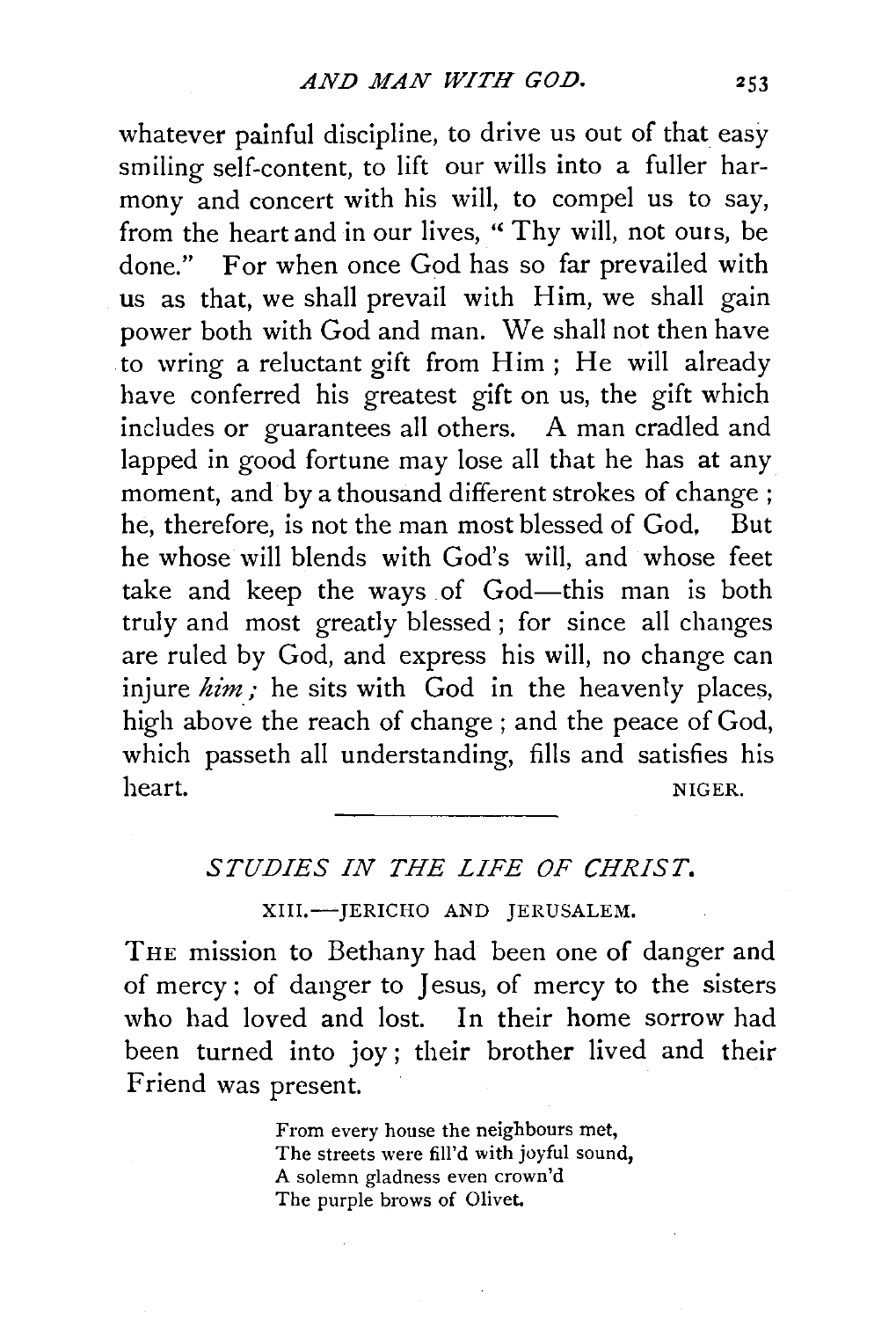whatever painful discipline, to drive us out of that easy smiling self-content, to lift our wills into a fuller harmony and concert with his will, to compel us to say, from the heart and in our lives, "Thy will, not ours, be done." For when once God has so far prevailed with us as that, we shall prevail with Him, we shall gain power both with God and man. We shall not then have to wring a reluctant gift from Him; He will already have conferred his greatest gift on us, the gift which includes or guarantees all others. A man cradled and lapped in good fortune may lose all that he has at any moment, and by a thousand different strokes of change; he, therefore, is not the man most blessed of God. But he whose will blends with God's will, and whose feet take and keep the ways of God—this man is both truly and most greatly blessed; for since all changes are ruled by God, and express his will, no change can injure *him;* he sits with God in the heavenly places, high above the reach of change; and the peace of God, which passeth all understanding, fills and satisfies his heart.

NIGER.

---

## *STUDIES IN THE LIFE OF CHRIST.*

### XIII.—JERICHO AND JERUSALEM.

THE mission to Bethany had been one of danger and of mercy: of danger to Jesus, of mercy to the sisters who had loved and lost. In their home sorrow had been turned into joy; their brother lived and their Friend was present.

> From every house the neighbours met,
> The streets were fill'd with joyful sound,
> A solemn gladness even crown'd
> The purple brows of Olivet.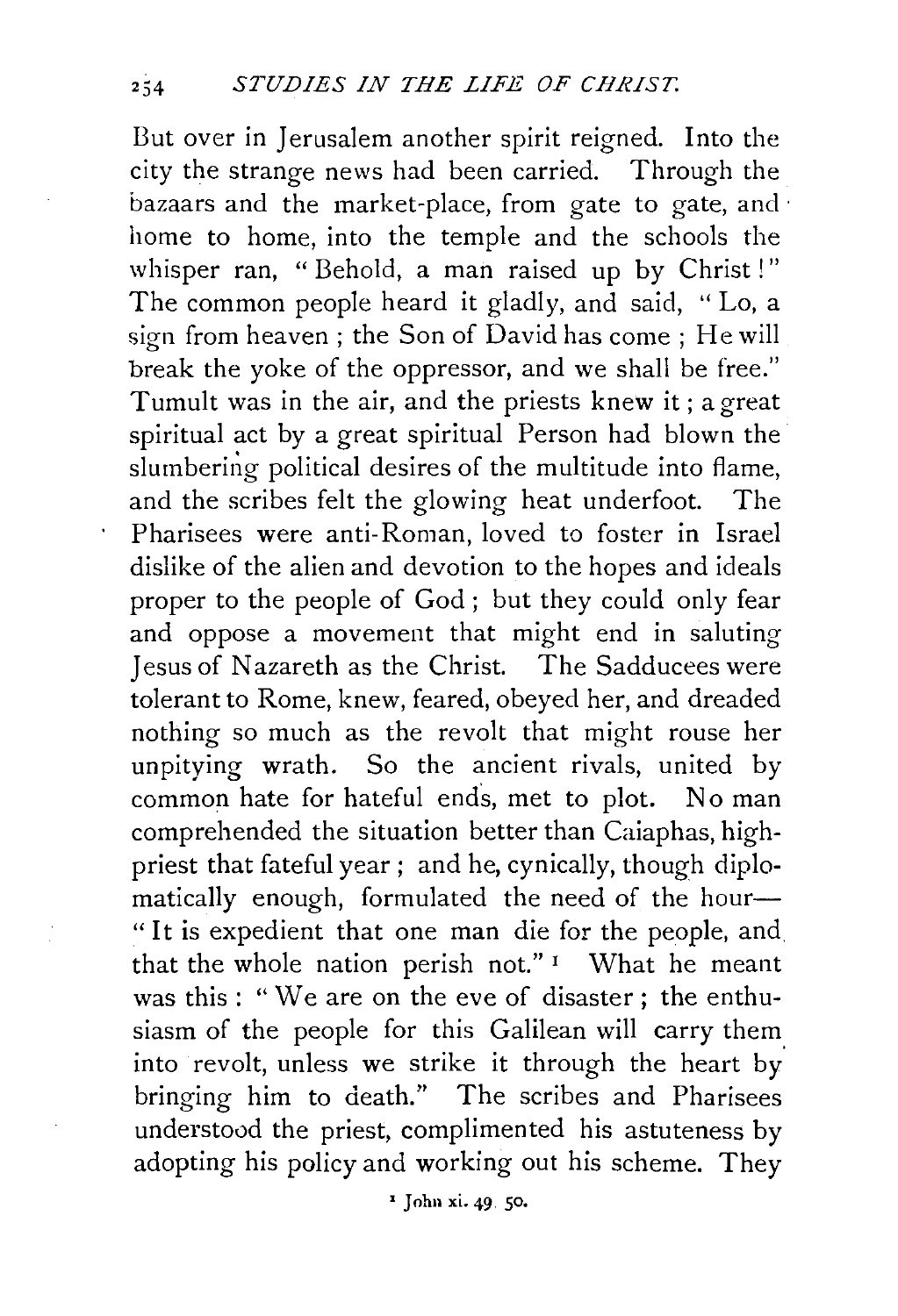But over in Jerusalem another spirit reigned. Into the city the strange news had been carried. Through the bazaars and the market-place, from gate to gate, and home to home, into the temple and the schools the whisper ran, "Behold, a man raised up by Christ!" The common people heard it gladly, and said, "Lo, a sign from heaven; the Son of David has come; He will break the yoke of the oppressor, and we shall be free." Tumult was in the air, and the priests knew it; a great spiritual act by a great spiritual Person had blown the slumbering political desires of the multitude into flame, and the scribes felt the glowing heat underfoot. The Pharisees were anti-Roman, loved to foster in Israel dislike of the alien and devotion to the hopes and ideals proper to the people of God; but they could only fear and oppose a movement that might end in saluting Jesus of Nazareth as the Christ. The Sadducees were tolerant to Rome, knew, feared, obeyed her, and dreaded nothing so much as the revolt that might rouse her unpitying wrath. So the ancient rivals, united by common hate for hateful ends, met to plot. No man comprehended the situation better than Caiaphas, high-priest that fateful year; and he, cynically, though diplomatically enough, formulated the need of the hour—"It is expedient that one man die for the people, and that the whole nation perish not."[1] What he meant was this: "We are on the eve of disaster; the enthusiasm of the people for this Galilean will carry them into revolt, unless we strike it through the heart by bringing him to death." The scribes and Pharisees understood the priest, complimented his astuteness by adopting his policy and working out his scheme. They

[1] John xi. 49, 50.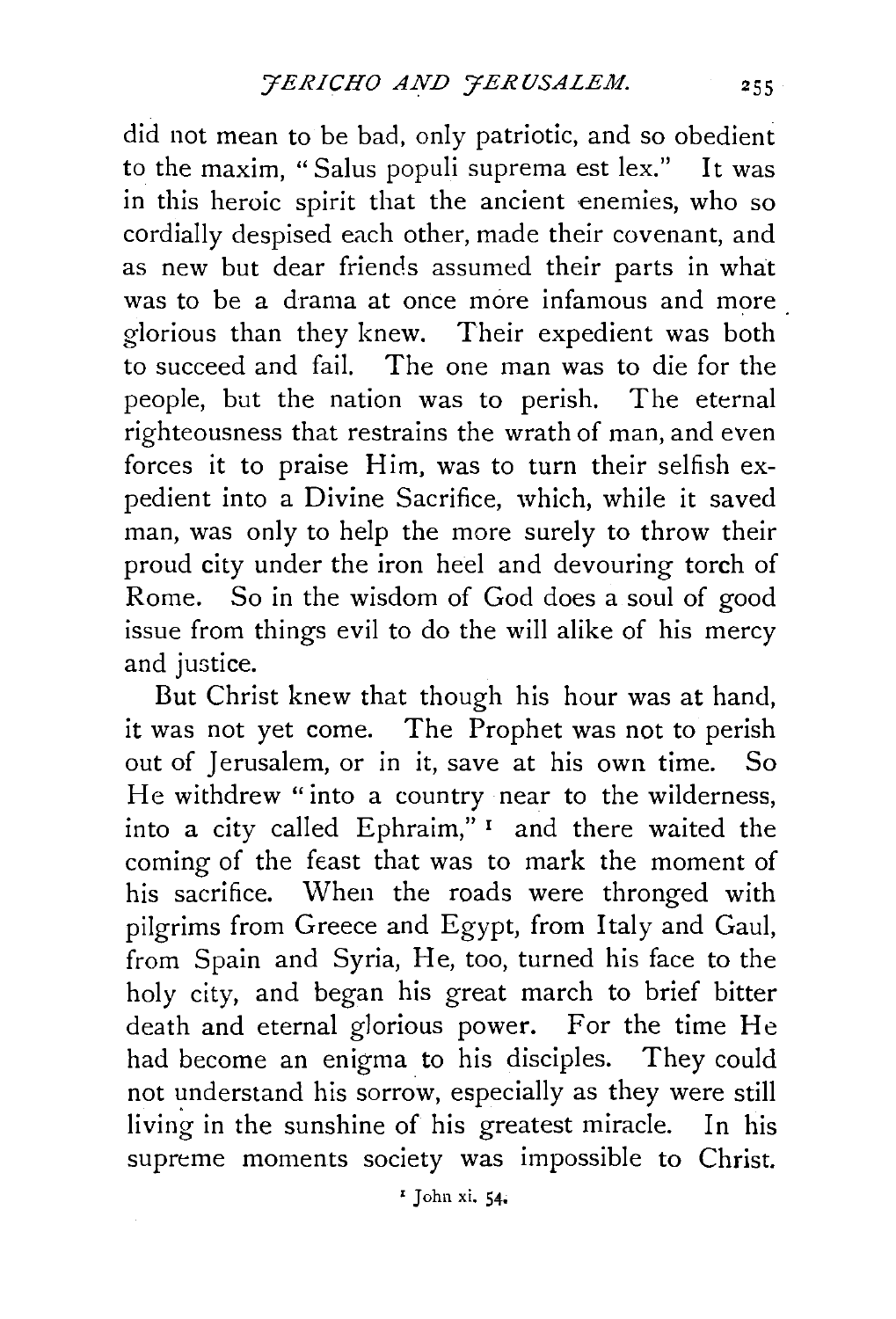did not mean to be bad, only patriotic, and so obedient to the maxim, "Salus populi suprema est lex." It was in this heroic spirit that the ancient enemies, who so cordially despised each other, made their covenant, and as new but dear friends assumed their parts in what was to be a drama at once more infamous and more glorious than they knew. Their expedient was both to succeed and fail. The one man was to die for the people, but the nation was to perish. The eternal righteousness that restrains the wrath of man, and even forces it to praise Him, was to turn their selfish expedient into a Divine Sacrifice, which, while it saved man, was only to help the more surely to throw their proud city under the iron heel and devouring torch of Rome. So in the wisdom of God does a soul of good issue from things evil to do the will alike of his mercy and justice.

But Christ knew that though his hour was at hand, it was not yet come. The Prophet was not to perish out of Jerusalem, or in it, save at his own time. So He withdrew "into a country near to the wilderness, into a city called Ephraim,"[1] and there waited the coming of the feast that was to mark the moment of his sacrifice. When the roads were thronged with pilgrims from Greece and Egypt, from Italy and Gaul, from Spain and Syria, He, too, turned his face to the holy city, and began his great march to brief bitter death and eternal glorious power. For the time He had become an enigma to his disciples. They could not understand his sorrow, especially as they were still living in the sunshine of his greatest miracle. In his supreme moments society was impossible to Christ.

[1] John xi. 54.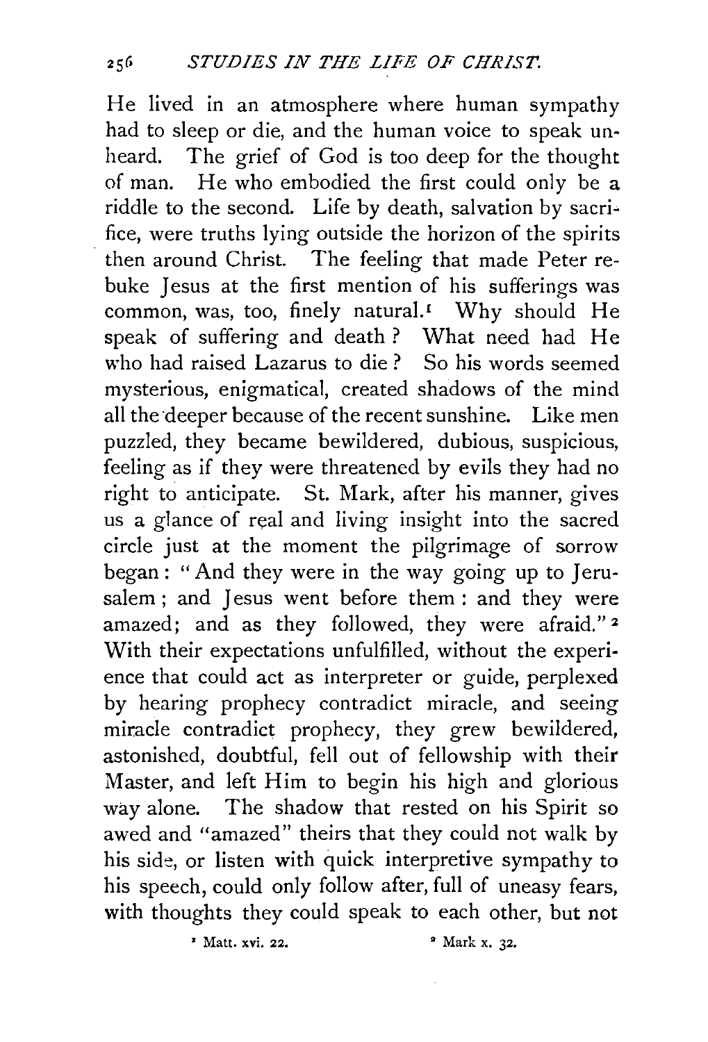He lived in an atmosphere where human sympathy had to sleep or die, and the human voice to speak unheard. The grief of God is too deep for the thought of man. He who embodied the first could only be a riddle to the second. Life by death, salvation by sacrifice, were truths lying outside the horizon of the spirits then around Christ. The feeling that made Peter rebuke Jesus at the first mention of his sufferings was common, was, too, finely natural.[1] Why should He speak of suffering and death? What need had He who had raised Lazarus to die? So his words seemed mysterious, enigmatical, created shadows of the mind all the deeper because of the recent sunshine. Like men puzzled, they became bewildered, dubious, suspicious, feeling as if they were threatened by evils they had no right to anticipate. St. Mark, after his manner, gives us a glance of real and living insight into the sacred circle just at the moment the pilgrimage of sorrow began: "And they were in the way going up to Jerusalem; and Jesus went before them: and they were amazed; and as they followed, they were afraid."[2] With their expectations unfulfilled, without the experience that could act as interpreter or guide, perplexed by hearing prophecy contradict miracle, and seeing miracle contradict prophecy, they grew bewildered, astonished, doubtful, fell out of fellowship with their Master, and left Him to begin his high and glorious way alone. The shadow that rested on his Spirit so awed and "amazed" theirs that they could not walk by his side, or listen with quick interpretive sympathy to his speech, could only follow after, full of uneasy fears, with thoughts they could speak to each other, but not

[1] Matt. xvi. 22.

[2] Mark x. 32.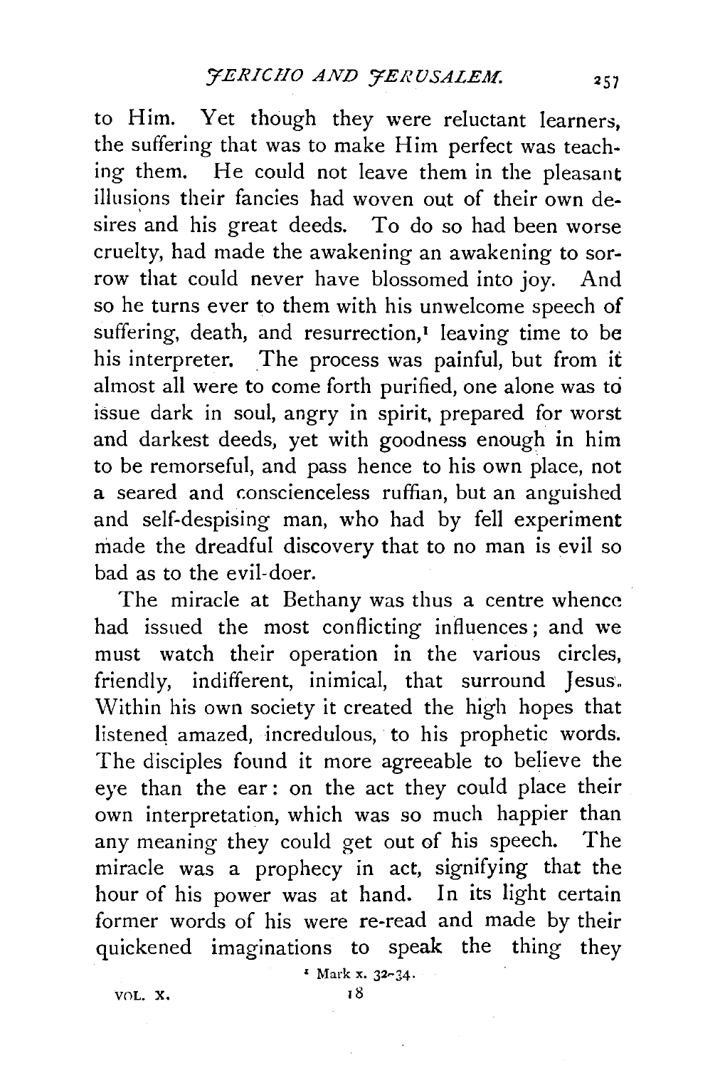to Him. Yet though they were reluctant learners, the suffering that was to make Him perfect was teaching them. He could not leave them in the pleasant illusions their fancies had woven out of their own desires and his great deeds. To do so had been worse cruelty, had made the awakening an awakening to sorrow that could never have blossomed into joy. And so he turns ever to them with his unwelcome speech of suffering, death, and resurrection,[1] leaving time to be his interpreter. The process was painful, but from it almost all were to come forth purified, one alone was to issue dark in soul, angry in spirit, prepared for worst and darkest deeds, yet with goodness enough in him to be remorseful, and pass hence to his own place, not a seared and conscienceless ruffian, but an anguished and self-despising man, who had by fell experiment made the dreadful discovery that to no man is evil so bad as to the evil-doer.

The miracle at Bethany was thus a centre whence had issued the most conflicting influences; and we must watch their operation in the various circles, friendly, indifferent, inimical, that surround Jesus. Within his own society it created the high hopes that listened amazed, incredulous, to his prophetic words. The disciples found it more agreeable to believe the eye than the ear: on the act they could place their own interpretation, which was so much happier than any meaning they could get out of his speech. The miracle was a prophecy in act, signifying that the hour of his power was at hand. In its light certain former words of his were re-read and made by their quickened imaginations to speak the thing they

[1] Mark x. 32-34.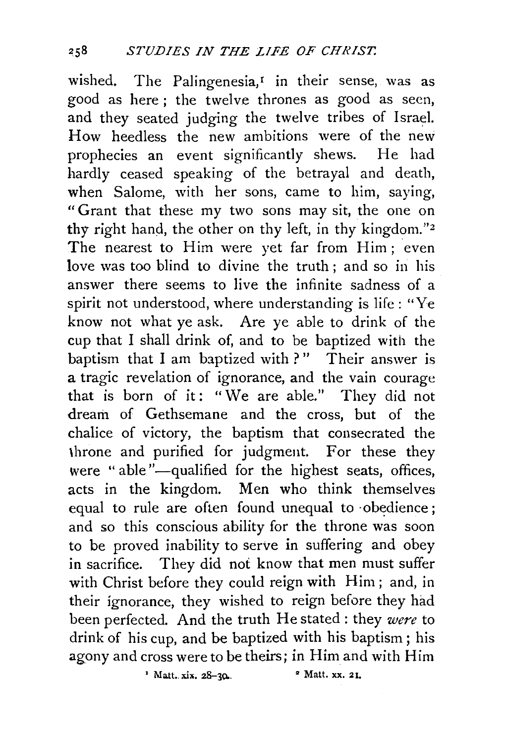wished. The Palingenesia,[1] in their sense, was as good as here; the twelve thrones as good as seen, and they seated judging the twelve tribes of Israel. How heedless the new ambitions were of the new prophecies an event significantly shews. He had hardly ceased speaking of the betrayal and death, when Salome, with her sons, came to him, saying, "Grant that these my two sons may sit, the one on thy right hand, the other on thy left, in thy kingdom."[2] The nearest to Him were yet far from Him; even love was too blind to divine the truth; and so in his answer there seems to live the infinite sadness of a spirit not understood, where understanding is life: "Ye know not what ye ask. Are ye able to drink of the cup that I shall drink of, and to be baptized with the baptism that I am baptized with?" Their answer is a tragic revelation of ignorance, and the vain courage that is born of it: "We are able." They did not dream of Gethsemane and the cross, but of the chalice of victory, the baptism that consecrated the throne and purified for judgment. For these they were "able"—qualified for the highest seats, offices, acts in the kingdom. Men who think themselves equal to rule are often found unequal to obedience; and so this conscious ability for the throne was soon to be proved inability to serve in suffering and obey in sacrifice. They did not know that men must suffer with Christ before they could reign with Him; and, in their ignorance, they wished to reign before they had been perfected. And the truth He stated: they *were* to drink of his cup, and be baptized with his baptism; his agony and cross were to be theirs; in Him and with Him

[1] Matt. xix. 28–30.

[2] Matt. xx. 21.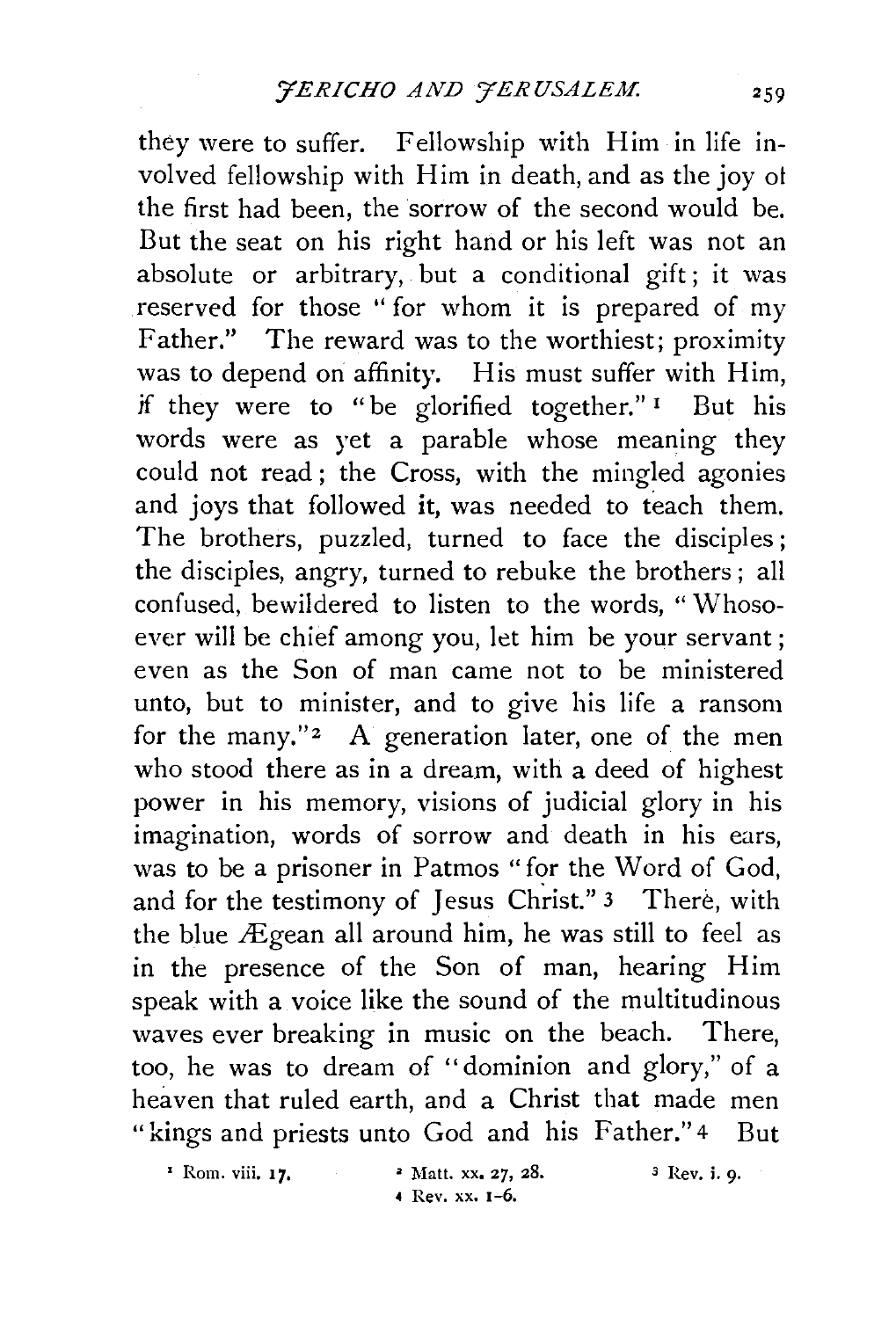they were to suffer. Fellowship with Him in life involved fellowship with Him in death, and as the joy of the first had been, the sorrow of the second would be. But the seat on his right hand or his left was not an absolute or arbitrary, but a conditional gift; it was reserved for those "for whom it is prepared of my Father." The reward was to the worthiest; proximity was to depend on affinity. His must suffer with Him, if they were to "be glorified together."[1] But his words were as yet a parable whose meaning they could not read; the Cross, with the mingled agonies and joys that followed it, was needed to teach them. The brothers, puzzled, turned to face the disciples; the disciples, angry, turned to rebuke the brothers; all confused, bewildered to listen to the words, "Whosoever will be chief among you, let him be your servant; even as the Son of man came not to be ministered unto, but to minister, and to give his life a ransom for the many."[2] A generation later, one of the men who stood there as in a dream, with a deed of highest power in his memory, visions of judicial glory in his imagination, words of sorrow and death in his ears, was to be a prisoner in Patmos "for the Word of God, and for the testimony of Jesus Christ."[3] There, with the blue Ægean all around him, he was still to feel as in the presence of the Son of man, hearing Him speak with a voice like the sound of the multitudinous waves ever breaking in music on the beach. There, too, he was to dream of "dominion and glory," of a heaven that ruled earth, and a Christ that made men "kings and priests unto God and his Father."[4] But

[1] Rom. viii. 17.
[2] Matt. xx. 27, 28.
[3] Rev. i. 9.
[4] Rev. xx. 1–6.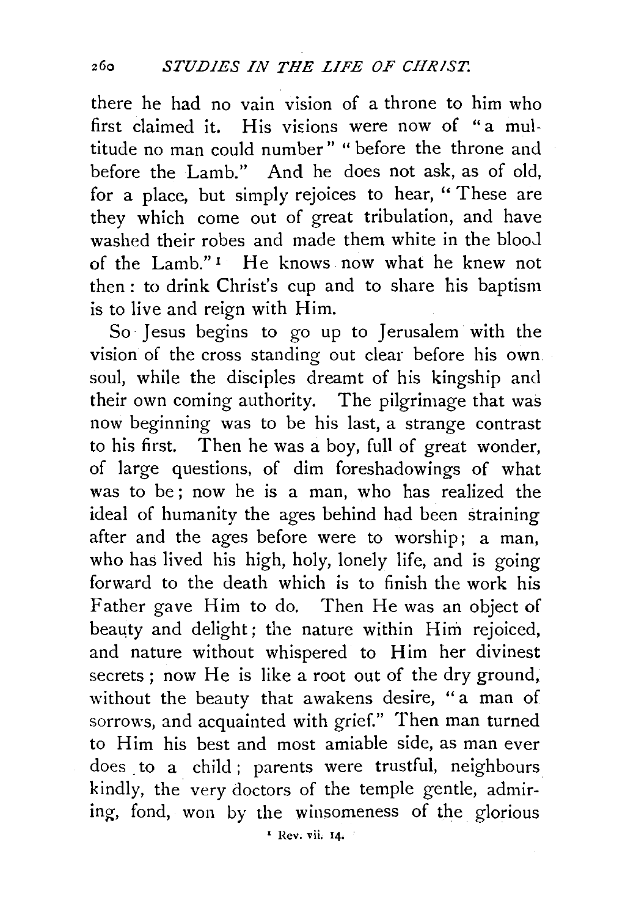there he had no vain vision of a throne to him who first claimed it. His visions were now of "a multitude no man could number" "before the throne and before the Lamb." And he does not ask, as of old, for a place, but simply rejoices to hear, "These are they which come out of great tribulation, and have washed their robes and made them white in the blood of the Lamb."[1] He knows now what he knew not then: to drink Christ's cup and to share his baptism is to live and reign with Him.

So Jesus begins to go up to Jerusalem with the vision of the cross standing out clear before his own soul, while the disciples dreamt of his kingship and their own coming authority. The pilgrimage that was now beginning was to be his last, a strange contrast to his first. Then he was a boy, full of great wonder, of large questions, of dim foreshadowings of what was to be; now he is a man, who has realized the ideal of humanity the ages behind had been straining after and the ages before were to worship; a man, who has lived his high, holy, lonely life, and is going forward to the death which is to finish the work his Father gave Him to do. Then He was an object of beauty and delight; the nature within Him rejoiced, and nature without whispered to Him her divinest secrets; now He is like a root out of the dry ground, without the beauty that awakens desire, "a man of sorrows, and acquainted with grief." Then man turned to Him his best and most amiable side, as man ever does to a child; parents were trustful, neighbours kindly, the very doctors of the temple gentle, admiring, fond, won by the winsomeness of the glorious

[1] Rev. vii. 14.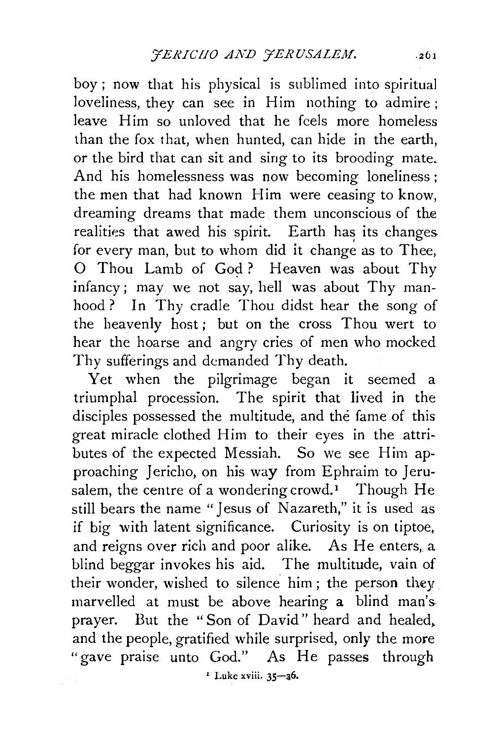boy; now that his physical is sublimed into spiritual loveliness, they can see in Him nothing to admire; leave Him so unloved that he feels more homeless than the fox that, when hunted, can hide in the earth, or the bird that can sit and sing to its brooding mate. And his homelessness was now becoming loneliness; the men that had known Him were ceasing to know, dreaming dreams that made them unconscious of the realities that awed his spirit. Earth has its changes for every man, but to whom did it change as to Thee, O Thou Lamb of God? Heaven was about Thy infancy; may we not say, hell was about Thy manhood? In Thy cradle Thou didst hear the song of the heavenly host; but on the cross Thou wert to hear the hoarse and angry cries of men who mocked Thy sufferings and demanded Thy death.

Yet when the pilgrimage began it seemed a triumphal procession. The spirit that lived in the disciples possessed the multitude, and the fame of this great miracle clothed Him to their eyes in the attributes of the expected Messiah. So we see Him approaching Jericho, on his way from Ephraim to Jerusalem, the centre of a wondering crowd.[1] Though He still bears the name "Jesus of Nazareth," it is used as if big with latent significance. Curiosity is on tiptoe, and reigns over rich and poor alike. As He enters, a blind beggar invokes his aid. The multitude, vain of their wonder, wished to silence him; the person they marvelled at must be above hearing a blind man's prayer. But the "Son of David" heard and healed, and the people, gratified while surprised, only the more "gave praise unto God." As He passes through

[1] Luke xviii. 35—36.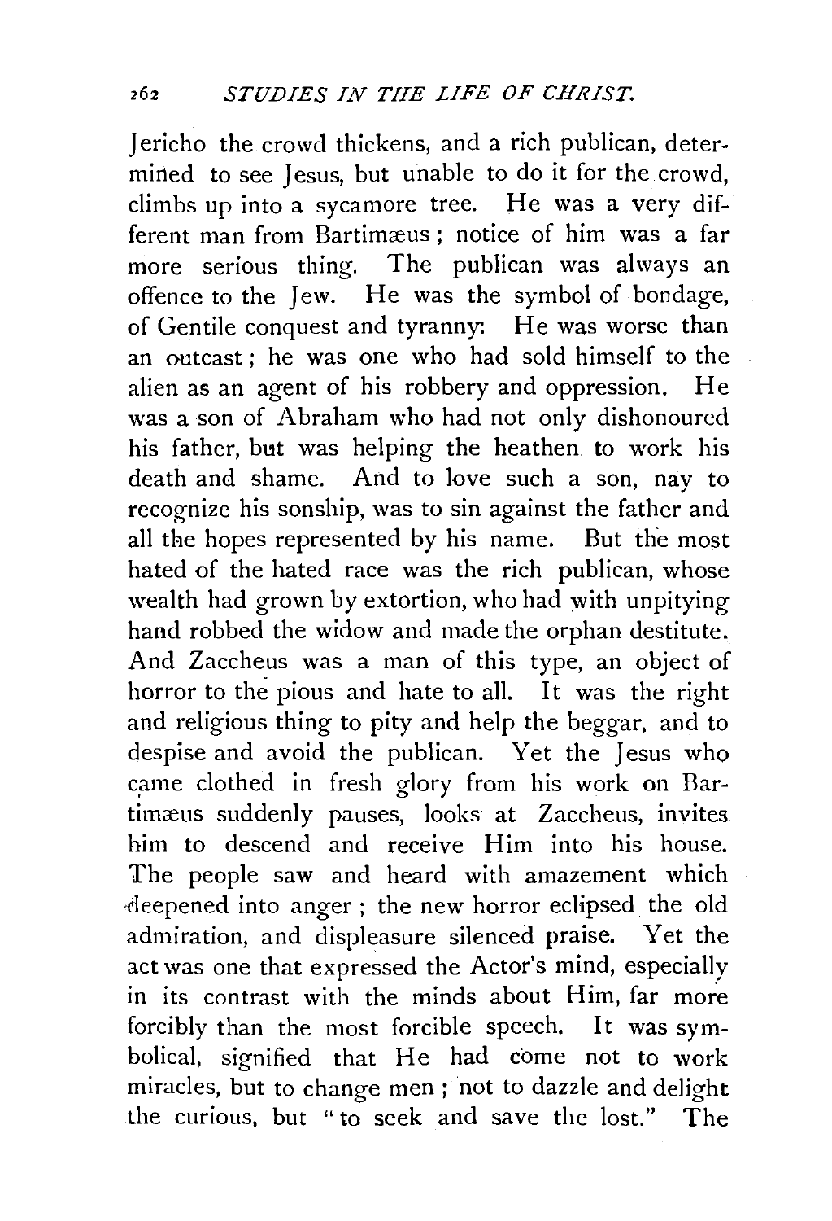Jericho the crowd thickens, and a rich publican, determined to see Jesus, but unable to do it for the crowd, climbs up into a sycamore tree. He was a very different man from Bartimæus; notice of him was a far more serious thing. The publican was always an offence to the Jew. He was the symbol of bondage, of Gentile conquest and tyranny: He was worse than an outcast; he was one who had sold himself to the alien as an agent of his robbery and oppression. He was a son of Abraham who had not only dishonoured his father, but was helping the heathen to work his death and shame. And to love such a son, nay to recognize his sonship, was to sin against the father and all the hopes represented by his name. But the most hated of the hated race was the rich publican, whose wealth had grown by extortion, who had with unpitying hand robbed the widow and made the orphan destitute. And Zaccheus was a man of this type, an object of horror to the pious and hate to all. It was the right and religious thing to pity and help the beggar, and to despise and avoid the publican. Yet the Jesus who came clothed in fresh glory from his work on Bartimæus suddenly pauses, looks at Zaccheus, invites him to descend and receive Him into his house. The people saw and heard with amazement which deepened into anger; the new horror eclipsed the old admiration, and displeasure silenced praise. Yet the act was one that expressed the Actor's mind, especially in its contrast with the minds about Him, far more forcibly than the most forcible speech. It was symbolical, signified that He had come not to work miracles, but to change men; not to dazzle and delight the curious, but "to seek and save the lost." The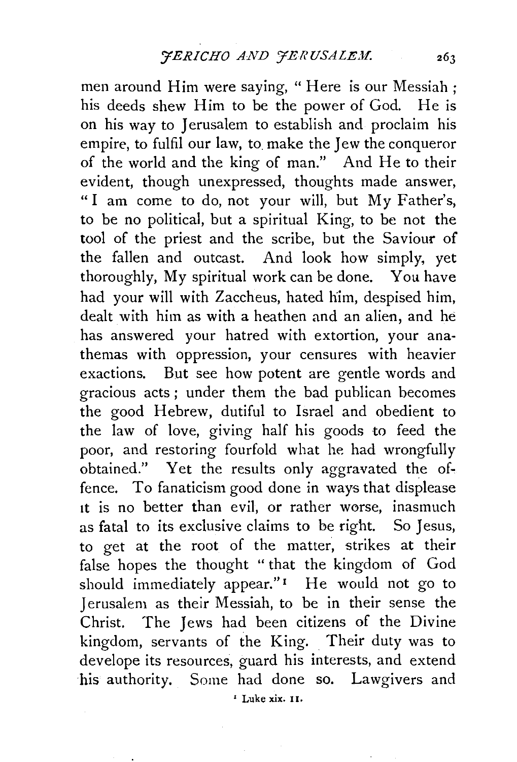men around Him were saying, " Here is our Messiah ; his deeds shew Him to be the power of God. He is on his way to Jerusalem to establish and proclaim his empire, to fulfil our law, to make the Jew the conqueror of the world and the king of man." And He to their evident, though unexpressed, thoughts made answer, "I am come to do, not your will, but My Father's, to be no political, but a spiritual King, to be not the tool of the priest and the scribe, but the Saviour of the fallen and outcast. And look how simply, yet thoroughly, My spiritual work can be done. You have had your will with Zaccheus, hated him, despised him, dealt with him as with a heathen and an alien, and he has answered your hatred with extortion, your anathemas with oppression, your censures with heavier exactions. But see how potent are gentle words and gracious acts ; under them the bad publican becomes the good Hebrew, dutiful to Israel and obedient to the law of love, giving half his goods to feed the poor, and restoring fourfold what he had wrongfully obtained." Yet the results only aggravated the offence. To fanaticism good done in ways that displease it is no better than evil, or rather worse, inasmuch as fatal to its exclusive claims to be right. So Jesus, to get at the root of the matter, strikes at their false hopes the thought " that the kingdom of God should immediately appear."[1] He would not go to Jerusalem as their Messiah, to be in their sense the Christ. The Jews had been citizens of the Divine kingdom, servants of the King. Their duty was to develope its resources, guard his interests, and extend his authority. Some had done so. Lawgivers and

[1] Luke xix. 11.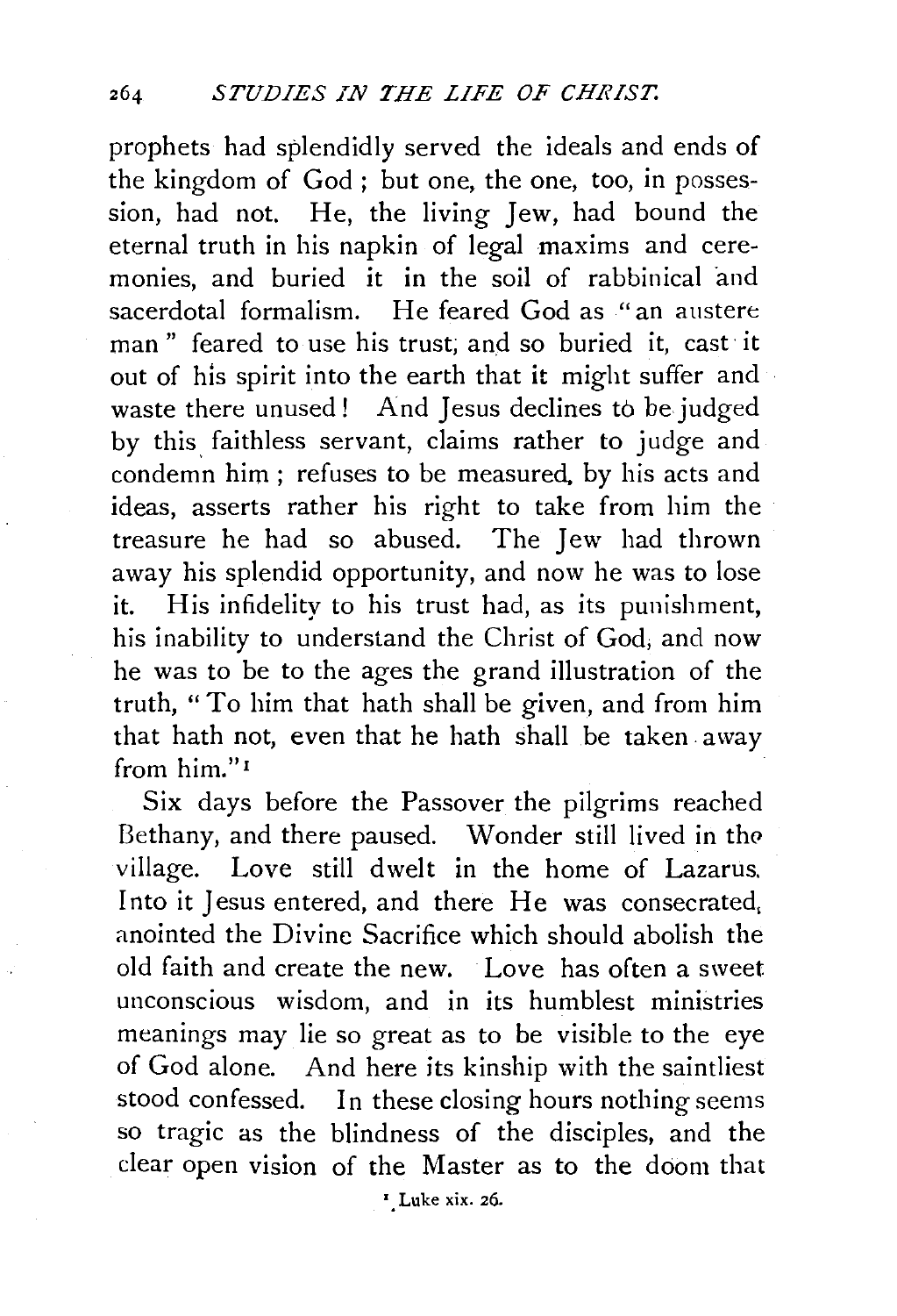prophets had splendidly served the ideals and ends of the kingdom of God; but one, the one, too, in possession, had not. He, the living Jew, had bound the eternal truth in his napkin of legal maxims and ceremonies, and buried it in the soil of rabbinical and sacerdotal formalism. He feared God as "an austere man" feared to use his trust, and so buried it, cast it out of his spirit into the earth that it might suffer and waste there unused! And Jesus declines to be judged by this faithless servant, claims rather to judge and condemn him; refuses to be measured by his acts and ideas, asserts rather his right to take from him the treasure he had so abused. The Jew had thrown away his splendid opportunity, and now he was to lose it. His infidelity to his trust had, as its punishment, his inability to understand the Christ of God, and now he was to be to the ages the grand illustration of the truth, "To him that hath shall be given, and from him that hath not, even that he hath shall be taken away from him."[1]

Six days before the Passover the pilgrims reached Bethany, and there paused. Wonder still lived in the village. Love still dwelt in the home of Lazarus. Into it Jesus entered, and there He was consecrated, anointed the Divine Sacrifice which should abolish the old faith and create the new. Love has often a sweet unconscious wisdom, and in its humblest ministries meanings may lie so great as to be visible to the eye of God alone. And here its kinship with the saintliest stood confessed. In these closing hours nothing seems so tragic as the blindness of the disciples, and the clear open vision of the Master as to the doom that

[1] Luke xix. 26.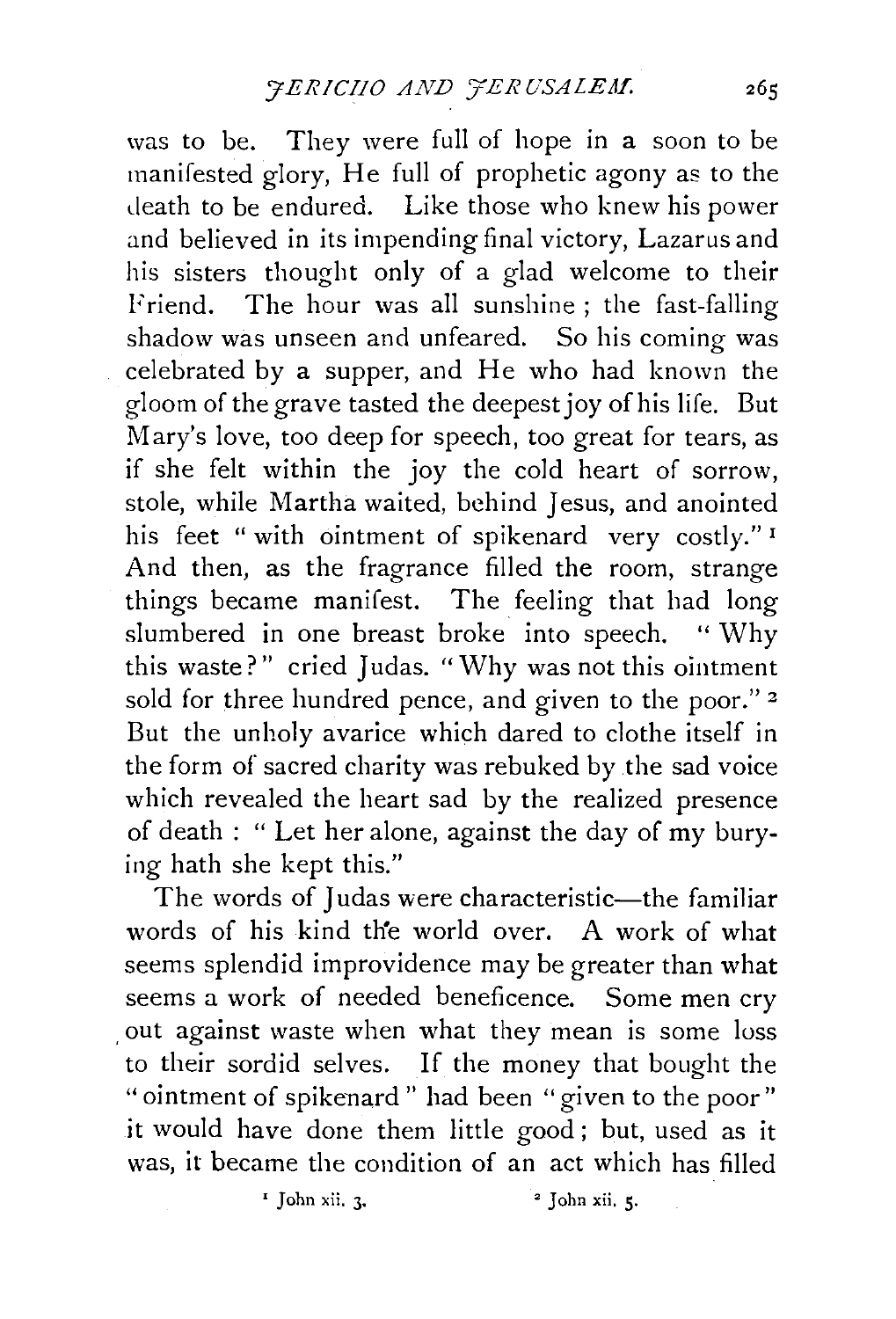was to be. They were full of hope in a soon to be manifested glory, He full of prophetic agony as to the death to be endured. Like those who knew his power and believed in its impending final victory, Lazarus and his sisters thought only of a glad welcome to their Friend. The hour was all sunshine; the fast-falling shadow was unseen and unfeared. So his coming was celebrated by a supper, and He who had known the gloom of the grave tasted the deepest joy of his life. But Mary's love, too deep for speech, too great for tears, as if she felt within the joy the cold heart of sorrow, stole, while Martha waited, behind Jesus, and anointed his feet "with ointment of spikenard very costly."[1] And then, as the fragrance filled the room, strange things became manifest. The feeling that had long slumbered in one breast broke into speech. "Why this waste?" cried Judas. "Why was not this ointment sold for three hundred pence, and given to the poor."[2] But the unholy avarice which dared to clothe itself in the form of sacred charity was rebuked by the sad voice which revealed the heart sad by the realized presence of death: "Let her alone, against the day of my burying hath she kept this."

The words of Judas were characteristic—the familiar words of his kind the world over. A work of what seems splendid improvidence may be greater than what seems a work of needed beneficence. Some men cry out against waste when what they mean is some loss to their sordid selves. If the money that bought the "ointment of spikenard" had been "given to the poor" it would have done them little good; but, used as it was, it became the condition of an act which has filled

[1] John xii. 3. [2] John xii. 5.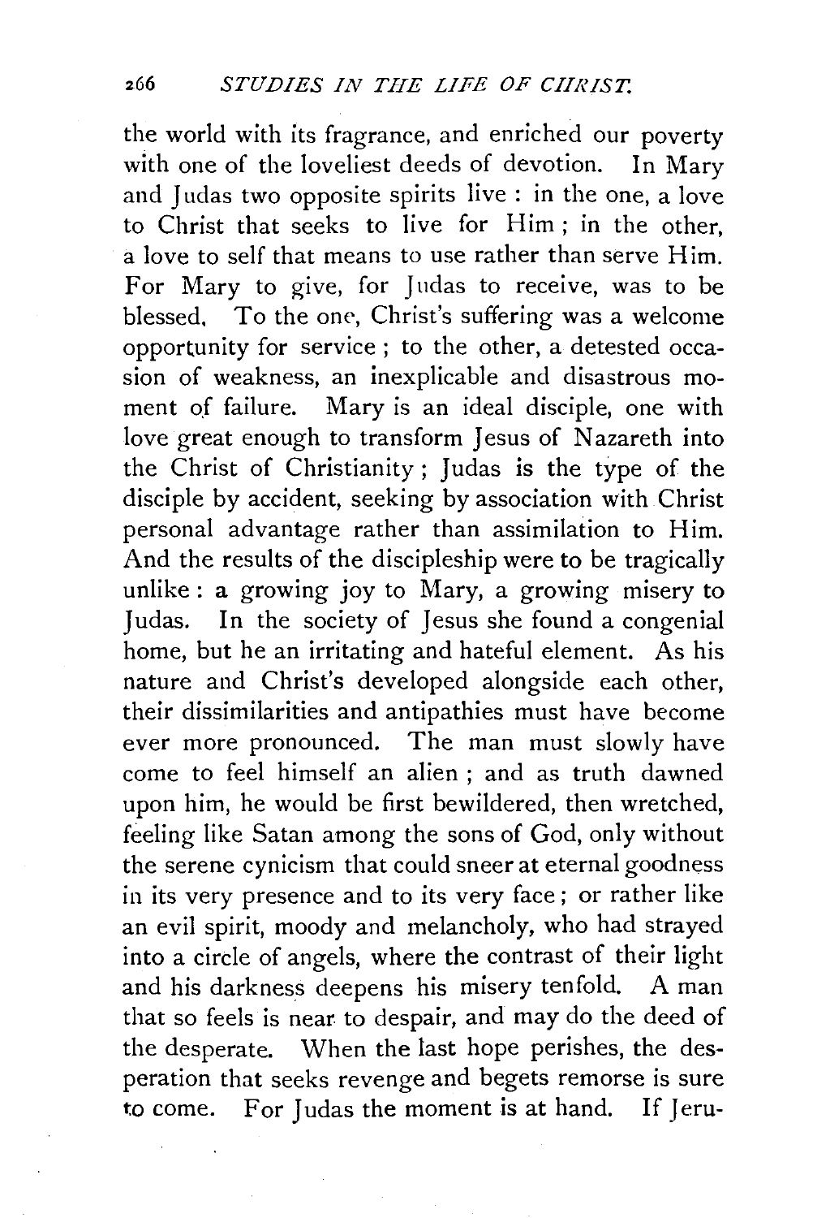the world with its fragrance, and enriched our poverty with one of the loveliest deeds of devotion. In Mary and Judas two opposite spirits live : in the one, a love to Christ that seeks to live for Him ; in the other, a love to self that means to use rather than serve Him. For Mary to give, for Judas to receive, was to be blessed. To the one, Christ's suffering was a welcome opportunity for service ; to the other, a detested occasion of weakness, an inexplicable and disastrous moment of failure. Mary is an ideal disciple, one with love great enough to transform Jesus of Nazareth into the Christ of Christianity ; Judas is the type of the disciple by accident, seeking by association with Christ personal advantage rather than assimilation to Him. And the results of the discipleship were to be tragically unlike : a growing joy to Mary, a growing misery to Judas. In the society of Jesus she found a congenial home, but he an irritating and hateful element. As his nature and Christ's developed alongside each other, their dissimilarities and antipathies must have become ever more pronounced. The man must slowly have come to feel himself an alien ; and as truth dawned upon him, he would be first bewildered, then wretched, feeling like Satan among the sons of God, only without the serene cynicism that could sneer at eternal goodness in its very presence and to its very face ; or rather like an evil spirit, moody and melancholy, who had strayed into a circle of angels, where the contrast of their light and his darkness deepens his misery tenfold. A man that so feels is near to despair, and may do the deed of the desperate. When the last hope perishes, the desperation that seeks revenge and begets remorse is sure to come. For Judas the moment is at hand. If Jeru-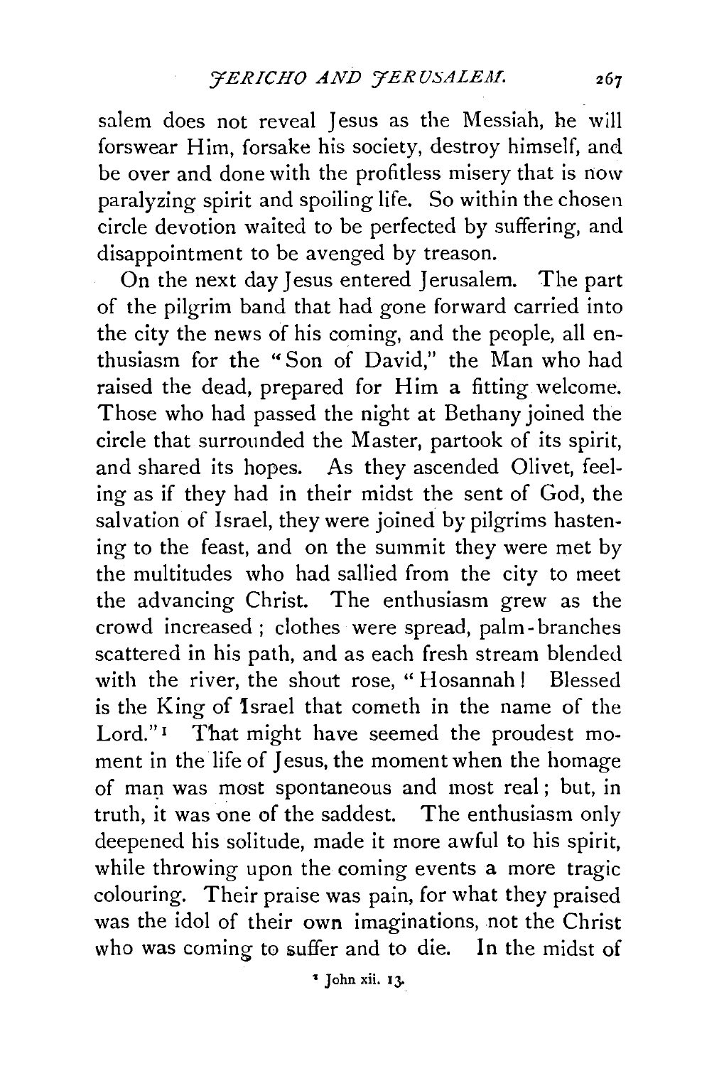salem does not reveal Jesus as the Messiah, he will forswear Him, forsake his society, destroy himself, and be over and done with the profitless misery that is now paralyzing spirit and spoiling life. So within the chosen circle devotion waited to be perfected by suffering, and disappointment to be avenged by treason.

On the next day Jesus entered Jerusalem. The part of the pilgrim band that had gone forward carried into the city the news of his coming, and the people, all enthusiasm for the "Son of David," the Man who had raised the dead, prepared for Him a fitting welcome. Those who had passed the night at Bethany joined the circle that surrounded the Master, partook of its spirit, and shared its hopes. As they ascended Olivet, feeling as if they had in their midst the sent of God, the salvation of Israel, they were joined by pilgrims hastening to the feast, and on the summit they were met by the multitudes who had sallied from the city to meet the advancing Christ. The enthusiasm grew as the crowd increased; clothes were spread, palm-branches scattered in his path, and as each fresh stream blended with the river, the shout rose, "Hosannah! Blessed is the King of Israel that cometh in the name of the Lord."[1] That might have seemed the proudest moment in the life of Jesus, the moment when the homage of man was most spontaneous and most real; but, in truth, it was one of the saddest. The enthusiasm only deepened his solitude, made it more awful to his spirit, while throwing upon the coming events a more tragic colouring. Their praise was pain, for what they praised was the idol of their own imaginations, not the Christ who was coming to suffer and to die. In the midst of

[1] John xii. 13.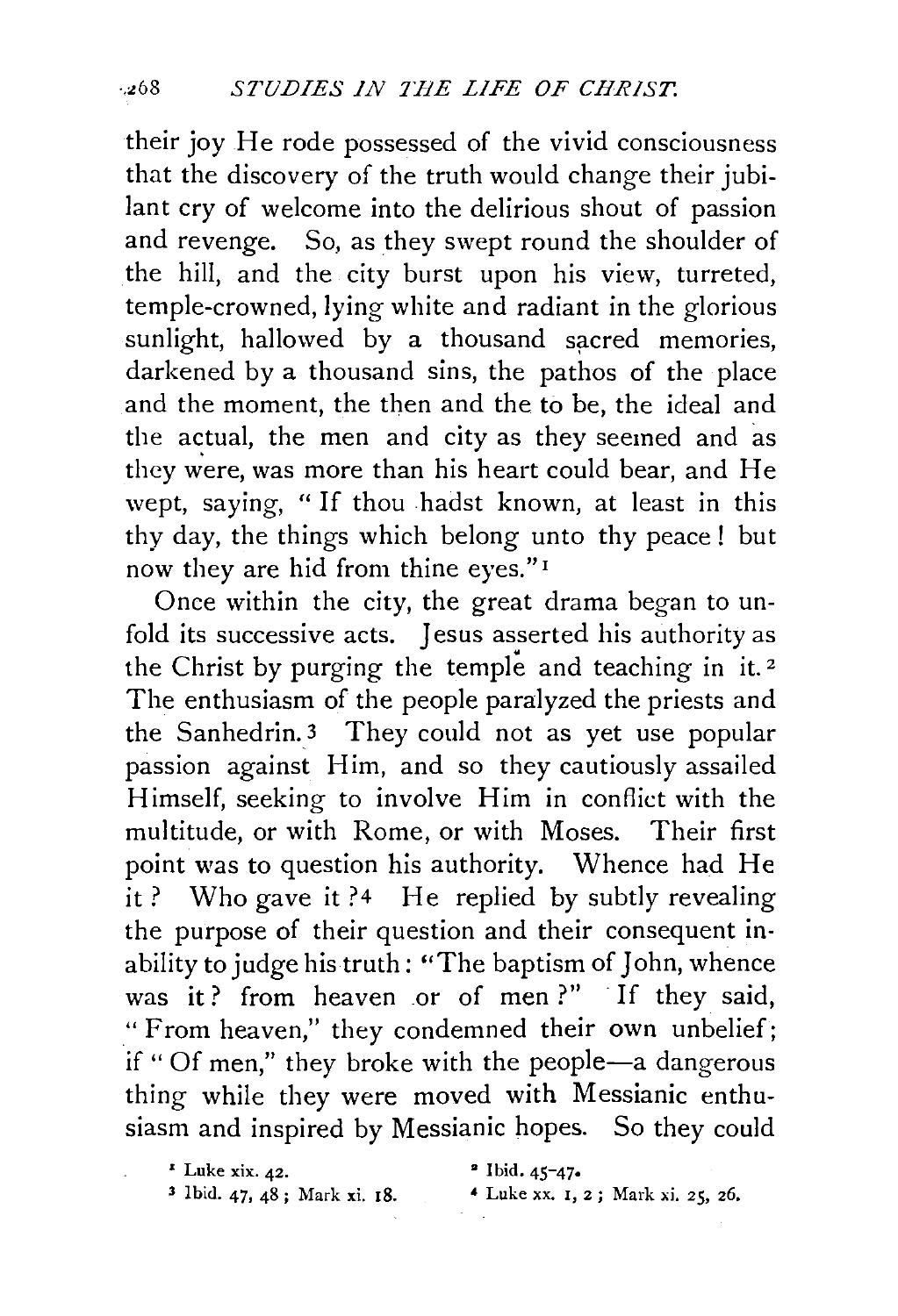their joy He rode possessed of the vivid consciousness that the discovery of the truth would change their jubilant cry of welcome into the delirious shout of passion and revenge. So, as they swept round the shoulder of the hill, and the city burst upon his view, turreted, temple-crowned, lying white and radiant in the glorious sunlight, hallowed by a thousand sacred memories, darkened by a thousand sins, the pathos of the place and the moment, the then and the to be, the ideal and the actual, the men and city as they seemed and as they were, was more than his heart could bear, and He wept, saying, "If thou hadst known, at least in this thy day, the things which belong unto thy peace! but now they are hid from thine eyes."[1]

Once within the city, the great drama began to unfold its successive acts. Jesus asserted his authority as the Christ by purging the temple and teaching in it.[2] The enthusiasm of the people paralyzed the priests and the Sanhedrin.[3] They could not as yet use popular passion against Him, and so they cautiously assailed Himself, seeking to involve Him in conflict with the multitude, or with Rome, or with Moses. Their first point was to question his authority. Whence had He it? Who gave it?[4] He replied by subtly revealing the purpose of their question and their consequent inability to judge his truth: "The baptism of John, whence was it? from heaven or of men?" If they said, "From heaven," they condemned their own unbelief; if "Of men," they broke with the people—a dangerous thing while they were moved with Messianic enthusiasm and inspired by Messianic hopes. So they could

[1] Luke xix. 42.
[2] Ibid. 45–47.
[3] Ibid. 47, 48; Mark xi. 18.
[4] Luke xx. 1, 2; Mark xi. 25, 26.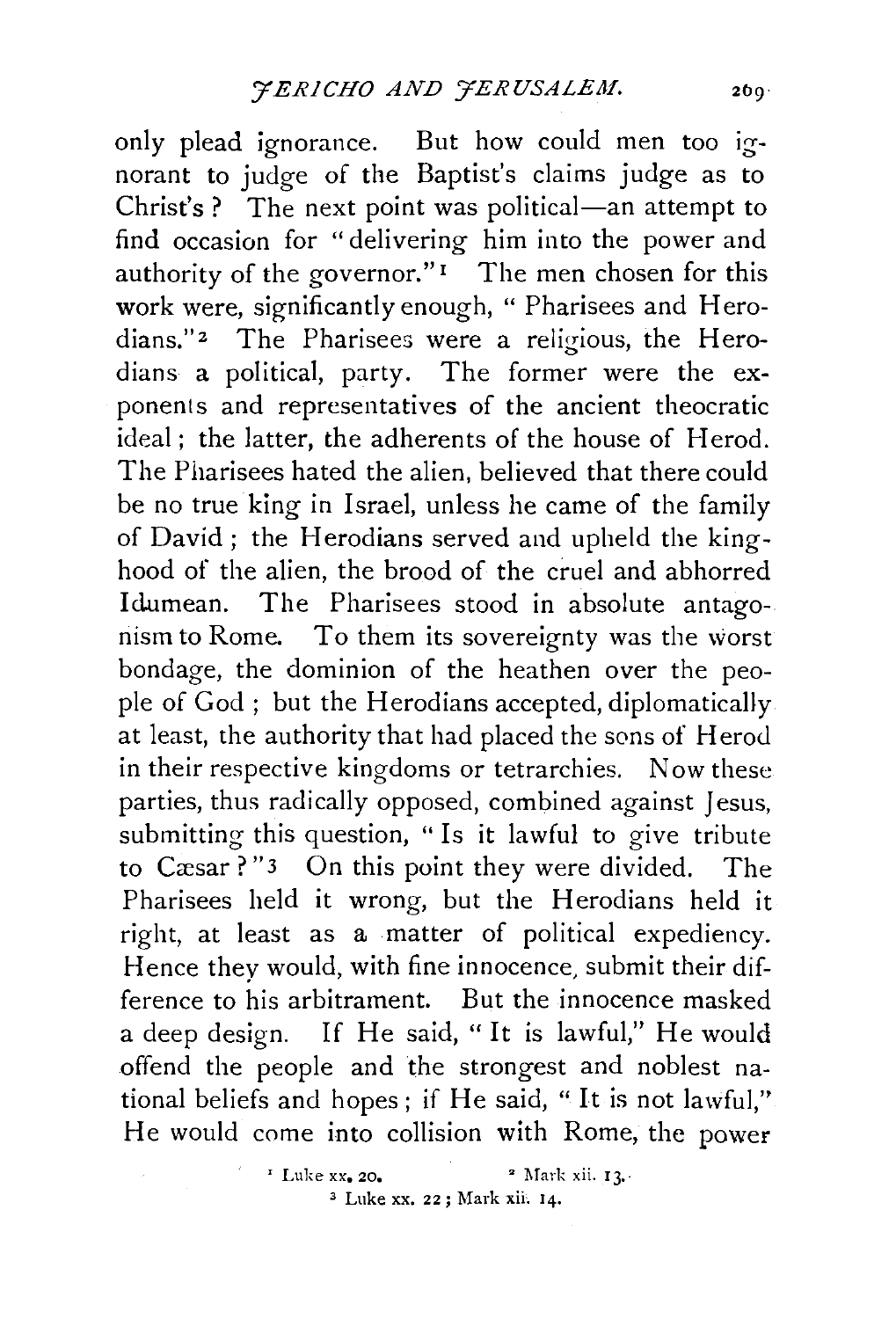only plead ignorance. But how could men too ignorant to judge of the Baptist's claims judge as to Christ's? The next point was political—an attempt to find occasion for "delivering him into the power and authority of the governor."[1] The men chosen for this work were, significantly enough, "Pharisees and Herodians."[2] The Pharisees were a religious, the Herodians a political, party. The former were the exponents and representatives of the ancient theocratic ideal; the latter, the adherents of the house of Herod. The Pharisees hated the alien, believed that there could be no true king in Israel, unless he came of the family of David; the Herodians served and upheld the kinghood of the alien, the brood of the cruel and abhorred Idumean. The Pharisees stood in absolute antagonism to Rome. To them its sovereignty was the worst bondage, the dominion of the heathen over the people of God; but the Herodians accepted, diplomatically at least, the authority that had placed the sons of Herod in their respective kingdoms or tetrarchies. Now these parties, thus radically opposed, combined against Jesus, submitting this question, "Is it lawful to give tribute to Cæsar?"[3] On this point they were divided. The Pharisees held it wrong, but the Herodians held it right, at least as a matter of political expediency. Hence they would, with fine innocence, submit their difference to his arbitrament. But the innocence masked a deep design. If He said, "It is lawful," He would offend the people and the strongest and noblest national beliefs and hopes; if He said, "It is not lawful," He would come into collision with Rome, the power

[1] Luke xx. 20.

[2] Mark xii. 13.

[3] Luke xx. 22; Mark xii. 14.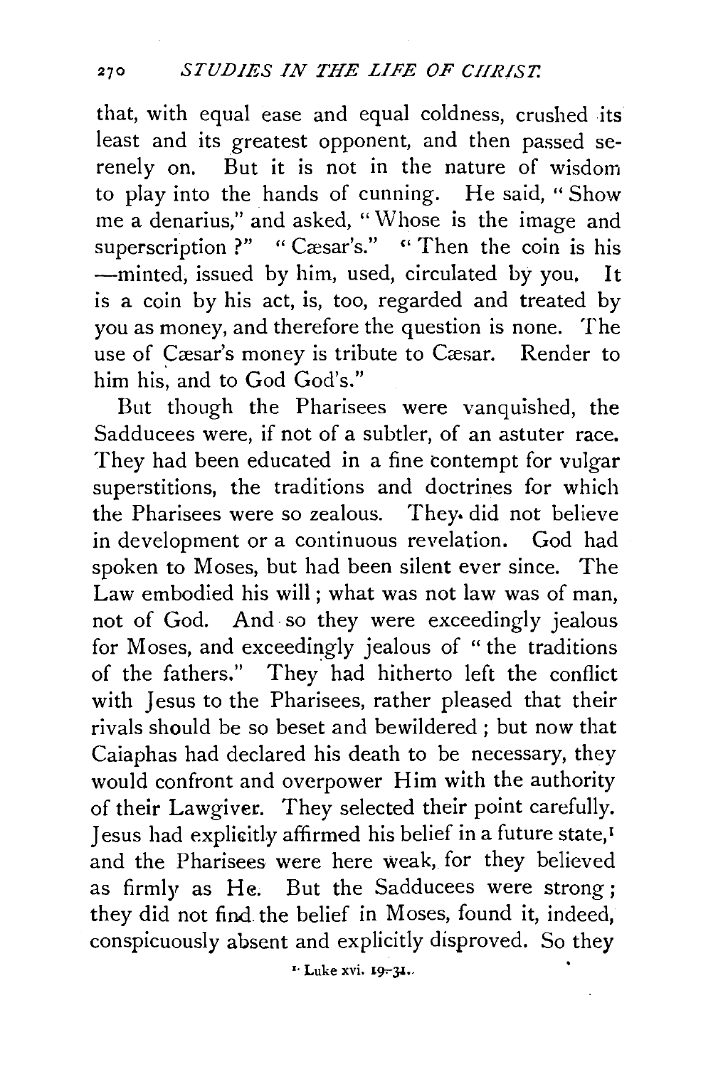that, with equal ease and equal coldness, crushed its least and its greatest opponent, and then passed serenely on. But it is not in the nature of wisdom to play into the hands of cunning. He said, "Show me a denarius," and asked, "Whose is the image and superscription?" "Cæsar's." "Then the coin is his —minted, issued by him, used, circulated by you. It is a coin by his act, is, too, regarded and treated by you as money, and therefore the question is none. The use of Cæsar's money is tribute to Cæsar. Render to him his, and to God God's."

But though the Pharisees were vanquished, the Sadducees were, if not of a subtler, of an astuter race. They had been educated in a fine contempt for vulgar superstitions, the traditions and doctrines for which the Pharisees were so zealous. They did not believe in development or a continuous revelation. God had spoken to Moses, but had been silent ever since. The Law embodied his will; what was not law was of man, not of God. And so they were exceedingly jealous for Moses, and exceedingly jealous of "the traditions of the fathers." They had hitherto left the conflict with Jesus to the Pharisees, rather pleased that their rivals should be so beset and bewildered; but now that Caiaphas had declared his death to be necessary, they would confront and overpower Him with the authority of their Lawgiver. They selected their point carefully. Jesus had explicitly affirmed his belief in a future state,[1] and the Pharisees were here weak, for they believed as firmly as He. But the Sadducees were strong; they did not find the belief in Moses, found it, indeed, conspicuously absent and explicitly disproved. So they

[1] Luke xvi. 19-31.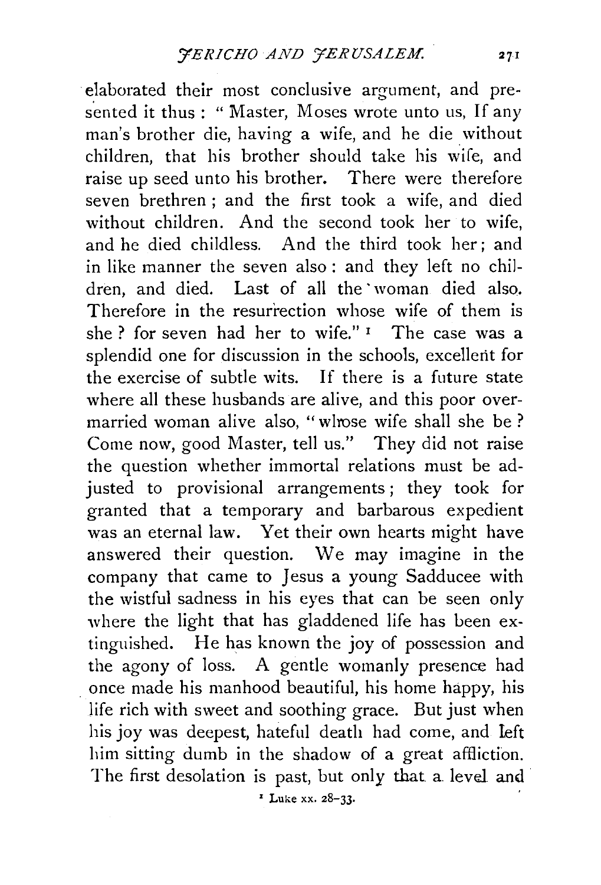elaborated their most conclusive argument, and presented it thus : " Master, Moses wrote unto us, If any man's brother die, having a wife, and he die without children, that his brother should take his wife, and raise up seed unto his brother. There were therefore seven brethren ; and the first took a wife, and died without children. And the second took her to wife, and he died childless. And the third took her; and in like manner the seven also : and they left no children, and died. Last of all the woman died also. Therefore in the resurrection whose wife of them is she ? for seven had her to wife." [1] The case was a splendid one for discussion in the schools, excellent for the exercise of subtle wits. If there is a future state where all these husbands are alive, and this poor over-married woman alive also, " whose wife shall she be ? Come now, good Master, tell us." They did not raise the question whether immortal relations must be adjusted to provisional arrangements ; they took for granted that a temporary and barbarous expedient was an eternal law. Yet their own hearts might have answered their question. We may imagine in the company that came to Jesus a young Sadducee with the wistful sadness in his eyes that can be seen only where the light that has gladdened life has been extinguished. He has known the joy of possession and the agony of loss. A gentle womanly presence had once made his manhood beautiful, his home happy, his life rich with sweet and soothing grace. But just when his joy was deepest, hateful death had come, and left him sitting dumb in the shadow of a great affliction. The first desolation is past, but only that a level and

[1] Luke xx. 28–33.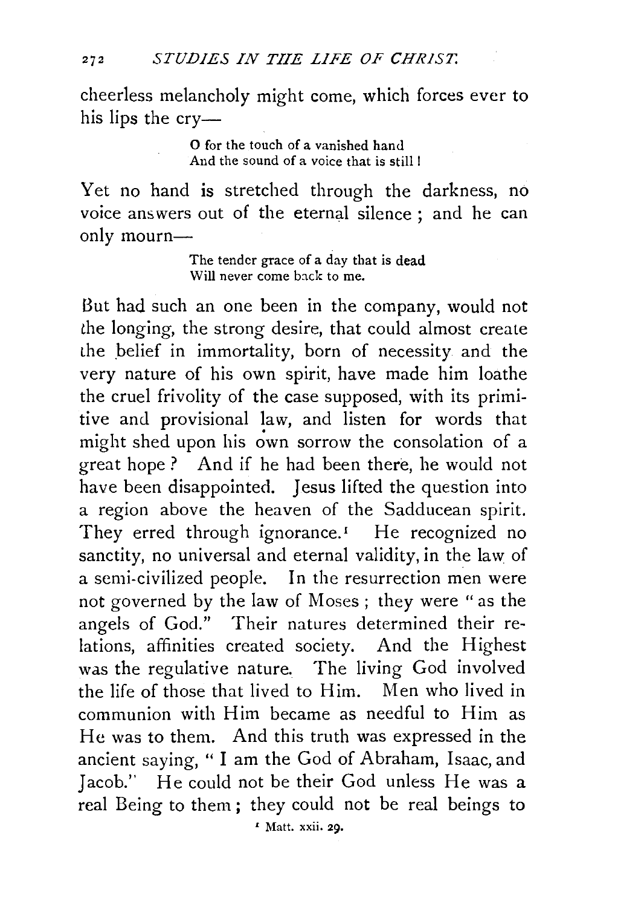cheerless melancholy might come, which forces ever to his lips the cry—

> O for the touch of a vanished hand
> And the sound of a voice that is still!

Yet no hand is stretched through the darkness, no voice answers out of the eternal silence; and he can only mourn—

> The tender grace of a day that is dead
> Will never come back to me.

But had such an one been in the company, would not the longing, the strong desire, that could almost create the belief in immortality, born of necessity and the very nature of his own spirit, have made him loathe the cruel frivolity of the case supposed, with its primitive and provisional law, and listen for words that might shed upon his own sorrow the consolation of a great hope? And if he had been there, he would not have been disappointed. Jesus lifted the question into a region above the heaven of the Sadducean spirit. They erred through ignorance.[1] He recognized no sanctity, no universal and eternal validity, in the law of a semi-civilized people. In the resurrection men were not governed by the law of Moses; they were "as the angels of God." Their natures determined their relations, affinities created society. And the Highest was the regulative nature. The living God involved the life of those that lived to Him. Men who lived in communion with Him became as needful to Him as He was to them. And this truth was expressed in the ancient saying, "I am the God of Abraham, Isaac, and Jacob." He could not be their God unless He was a real Being to them; they could not be real beings to

[1] Matt. xxii. 29.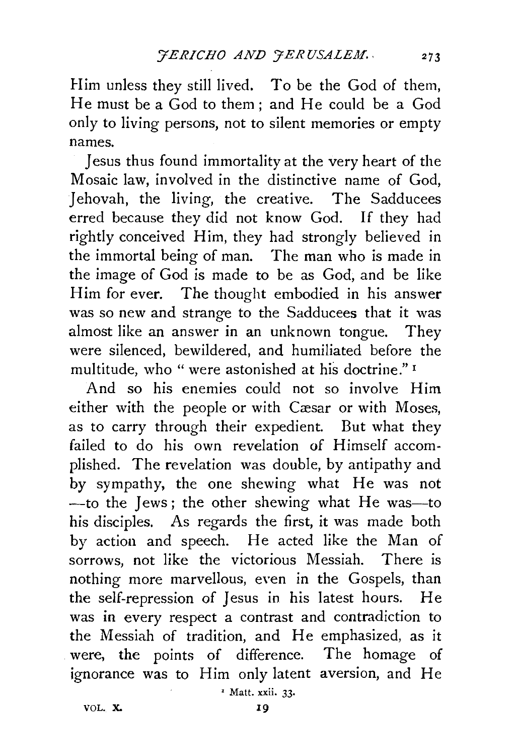Him unless they still lived. To be the God of them, He must be a God to them; and He could be a God only to living persons, not to silent memories or empty names.

Jesus thus found immortality at the very heart of the Mosaic law, involved in the distinctive name of God, Jehovah, the living, the creative. The Sadducees erred because they did not know God. If they had rightly conceived Him, they had strongly believed in the immortal being of man. The man who is made in the image of God is made to be as God, and be like Him for ever. The thought embodied in his answer was so new and strange to the Sadducees that it was almost like an answer in an unknown tongue. They were silenced, bewildered, and humiliated before the multitude, who "were astonished at his doctrine." [1]

And so his enemies could not so involve Him either with the people or with Cæsar or with Moses, as to carry through their expedient. But what they failed to do his own revelation of Himself accomplished. The revelation was double, by antipathy and by sympathy, the one shewing what He was not —to the Jews; the other shewing what He was—to his disciples. As regards the first, it was made both by action and speech. He acted like the Man of sorrows, not like the victorious Messiah. There is nothing more marvellous, even in the Gospels, than the self-repression of Jesus in his latest hours. He was in every respect a contrast and contradiction to the Messiah of tradition, and He emphasized, as it were, the points of difference. The homage of ignorance was to Him only latent aversion, and He

[1] Matt. xxii. 33.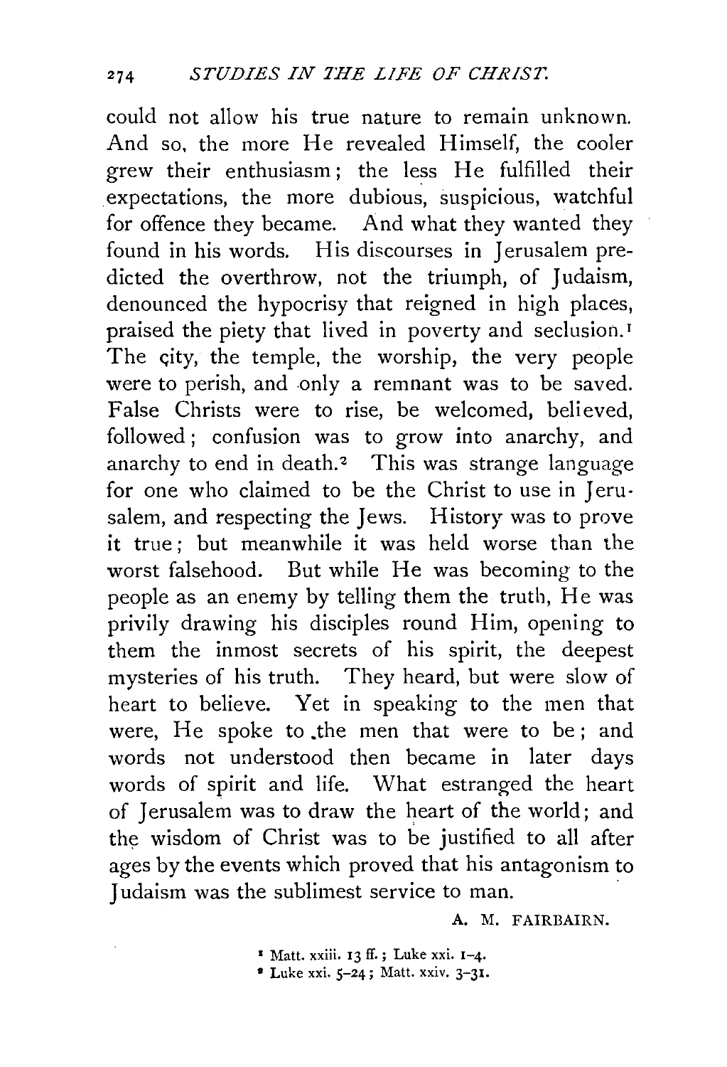could not allow his true nature to remain unknown. And so, the more He revealed Himself, the cooler grew their enthusiasm; the less He fulfilled their expectations, the more dubious, suspicious, watchful for offence they became. And what they wanted they found in his words. His discourses in Jerusalem predicted the overthrow, not the triumph, of Judaism, denounced the hypocrisy that reigned in high places, praised the piety that lived in poverty and seclusion.[1] The city, the temple, the worship, the very people were to perish, and only a remnant was to be saved. False Christs were to rise, be welcomed, believed, followed; confusion was to grow into anarchy, and anarchy to end in death.[2] This was strange language for one who claimed to be the Christ to use in Jerusalem, and respecting the Jews. History was to prove it true; but meanwhile it was held worse than the worst falsehood. But while He was becoming to the people as an enemy by telling them the truth, He was privily drawing his disciples round Him, opening to them the inmost secrets of his spirit, the deepest mysteries of his truth. They heard, but were slow of heart to believe. Yet in speaking to the men that were, He spoke to the men that were to be; and words not understood then became in later days words of spirit and life. What estranged the heart of Jerusalem was to draw the heart of the world; and the wisdom of Christ was to be justified to all after ages by the events which proved that his antagonism to Judaism was the sublimest service to man.

A. M. FAIRBAIRN.

[1] Matt. xxiii. 13 ff.; Luke xxi. 1–4.

[2] Luke xxi. 5–24; Matt. xxiv. 3–31.